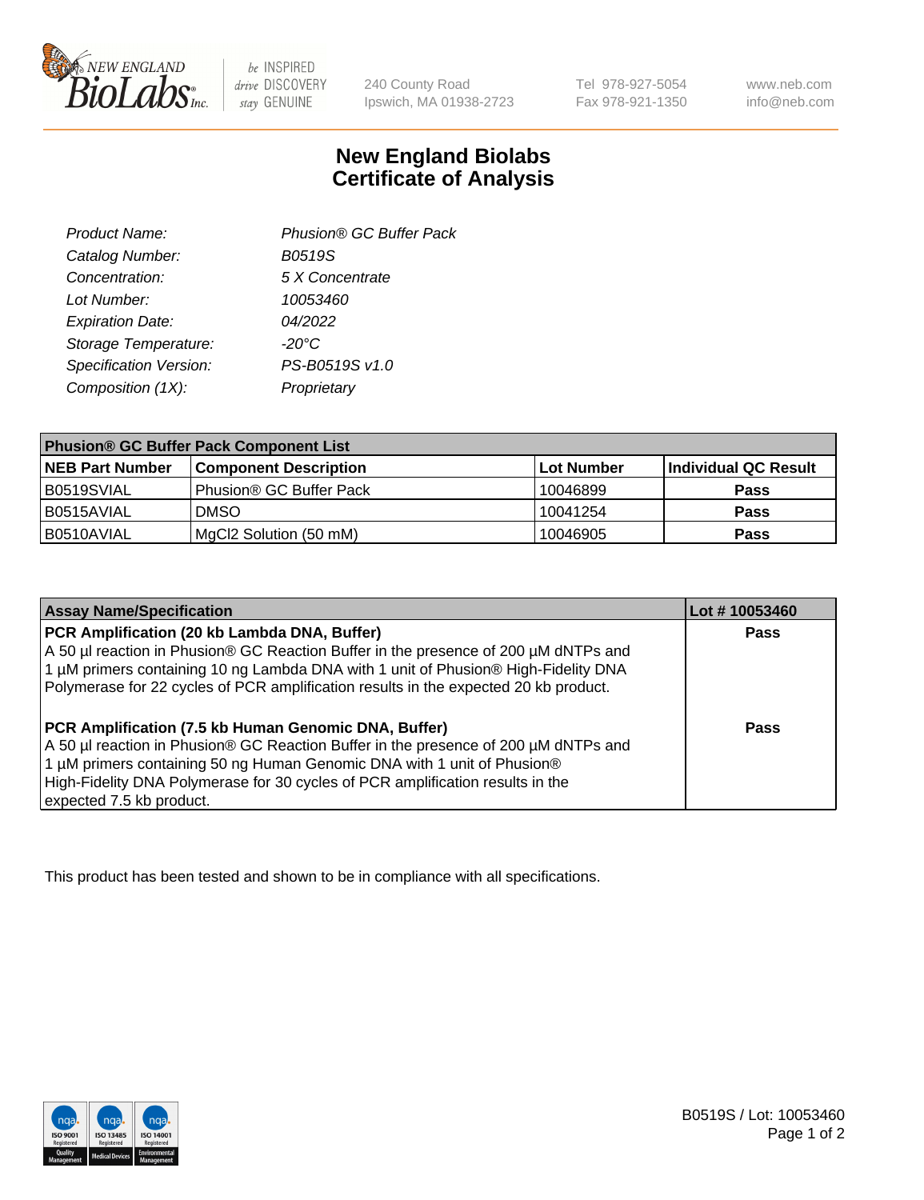# New England Biolabs Certificate of Analysis

| | |
|---|---|
| *Product Name:* | *Phusion® GC Buffer Pack* |
| *Catalog Number:* | *B0519S* |
| *Concentration:* | *5 X Concentrate* |
| *Lot Number:* | *10053460* |
| *Expiration Date:* | *04/2022* |
| *Storage Temperature:* | *-20°C* |
| *Specification Version:* | *PS-B0519S v1.0* |
| *Composition (1X):* | *Proprietary* |

**Phusion® GC Buffer Pack Component List**

| NEB Part Number | Component Description | Lot Number | Individual QC Result |
|---|---|---|---|
| B0519SVIAL | Phusion® GC Buffer Pack | 10046899 | **Pass** |
| B0515AVIAL | DMSO | 10041254 | **Pass** |
| B0510AVIAL | MgCl2 Solution (50 mM) | 10046905 | **Pass** |

| Assay Name/Specification | Lot # 10053460 |
|---|---|
| **PCR Amplification (20 kb Lambda DNA, Buffer)** A 50 µl reaction in Phusion® GC Reaction Buffer in the presence of 200 µM dNTPs and 1 µM primers containing 10 ng Lambda DNA with 1 unit of Phusion® High-Fidelity DNA Polymerase for 22 cycles of PCR amplification results in the expected 20 kb product. | **Pass** |
| **PCR Amplification (7.5 kb Human Genomic DNA, Buffer)** A 50 µl reaction in Phusion® GC Reaction Buffer in the presence of 200 µM dNTPs and 1 µM primers containing 50 ng Human Genomic DNA with 1 unit of Phusion® High-Fidelity DNA Polymerase for 30 cycles of PCR amplification results in the expected 7.5 kb product. | **Pass** |

This product has been tested and shown to be in compliance with all specifications.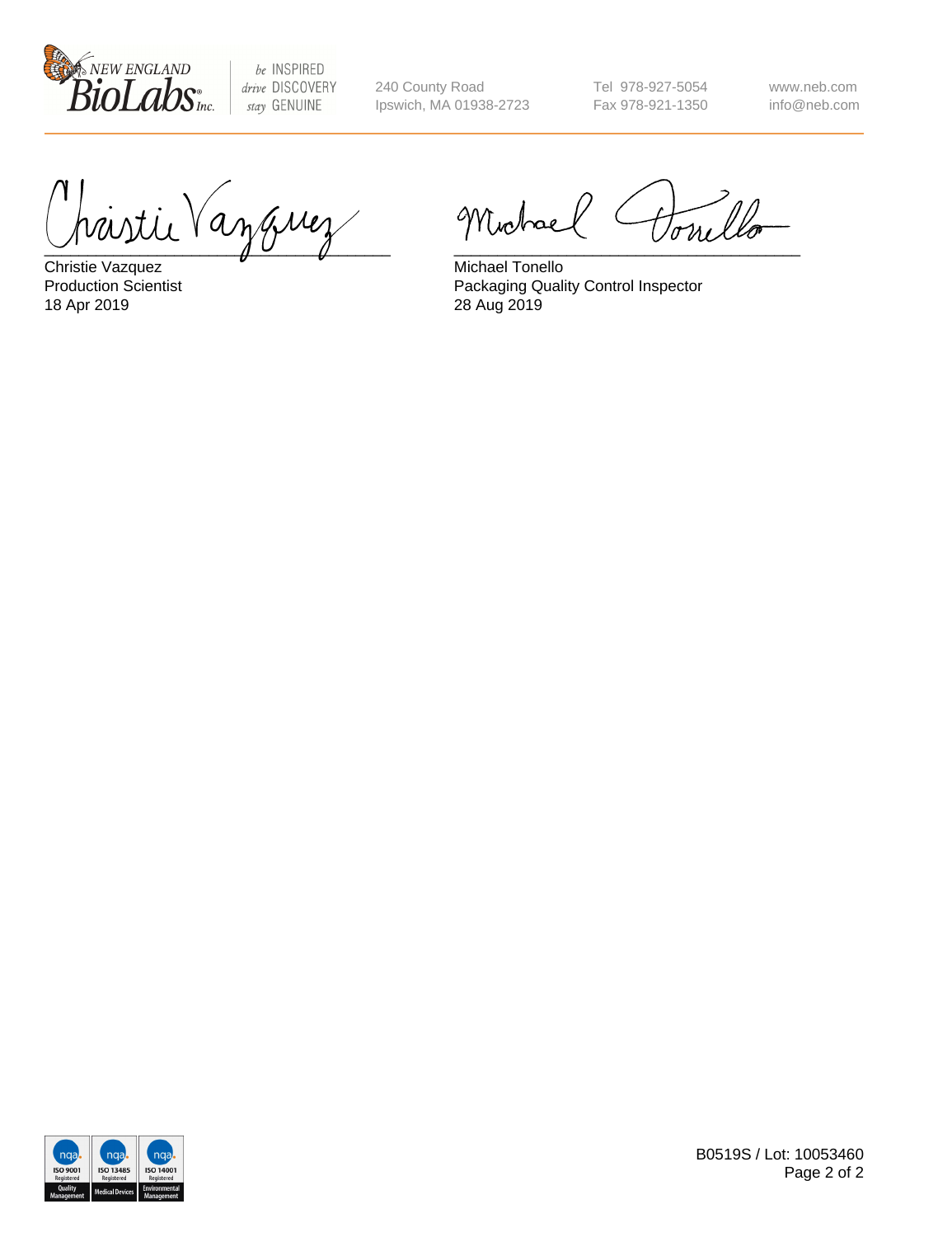240 County Road
Ipswich, MA 01938-2723

Tel 978-927-5054
Fax 978-921-1350

www.neb.com
info@neb.com

Christie Vazquez
Production Scientist
18 Apr 2019

Michael Tonello
Packaging Quality Control Inspector
28 Aug 2019

B0519S / Lot: 10053460